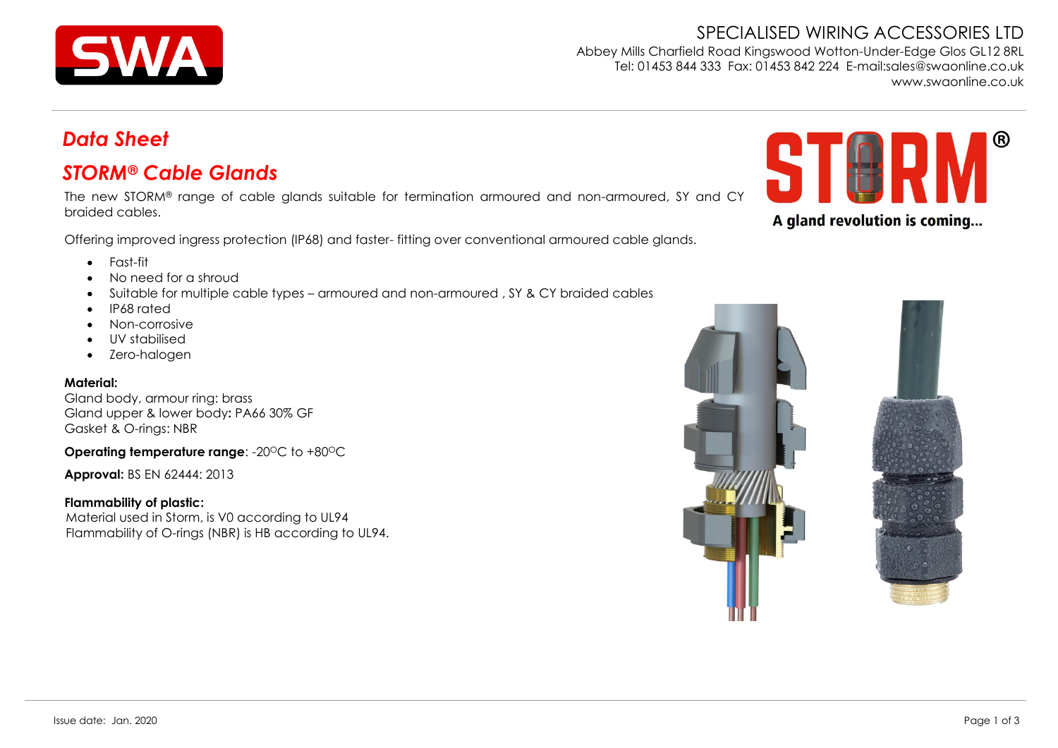SPECIALISED WIRING ACCESSORIES LTD
Abbey Mills Charfield Road Kingswood Wotton-Under-Edge Glos GL12 8RL
Tel: 01453 844 333 Fax: 01453 842 224 E-mail:sales@swaonline.co.uk
www.swaonline.co.uk

# *Data Sheet*

## *STORM® Cable Glands*

The new STORM® range of cable glands suitable for termination armoured and non-armoured, SY and CY braided cables.

Offering improved ingress protection (IP68) and faster- fitting over conventional armoured cable glands.

- Fast-fit
- No need for a shroud
- Suitable for multiple cable types – armoured and non-armoured , SY & CY braided cables
- IP68 rated
- Non-corrosive
- UV stabilised
- Zero-halogen

**Material:**
Gland body, armour ring: brass
Gland upper & lower body**:** PA66 30% GF
Gasket & O-rings: NBR

**Operating temperature range**: -20°C to +80°C

**Approval:** BS EN 62444: 2013

**Flammability of plastic:**
Material used in Storm, is V0 according to UL94
Flammability of O-rings (NBR) is HB according to UL94.

STORM®
A gland revolution is coming...

Issue date: Jan. 2020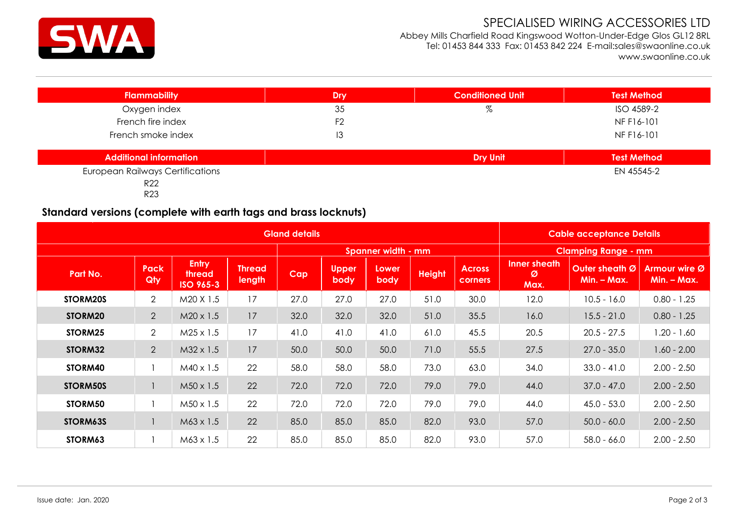| Flammability | Dry | Conditioned Unit | Test Method |
|---|---|---|---|
| Oxygen index | 35 | % | ISO 4589-2 |
| French fire index | F2 | | NF F16-101 |
| French smoke index | I3 | | NF F16-101 |

| Additional information | | Dry Unit | Test Method |
|---|---|---|---|
| European Railways Certifications<br>R22<br>R23 | | | EN 45545-2 |

## Standard versions (complete with earth tags and brass locknuts)

| Gland details | | | | | | | | | Cable acceptance Details | | |
|---|---|---|---|---|---|---|---|---|---|---|---|
| | | | | Spanner width - mm | | | | | Clamping Range - mm | | |
| Part No. | Pack Qty | Entry thread ISO 965-3 | Thread length | Cap | Upper body | Lower body | Height | Across corners | Inner sheath Ø Max. | Outer sheath Ø Min. – Max. | Armour wire Ø Min. – Max. |
| **STORM20S** | 2 | M20 X 1.5 | 17 | 27.0 | 27.0 | 27.0 | 51.0 | 30.0 | 12.0 | 10.5 - 16.0 | 0.80 - 1.25 |
| **STORM20** | 2 | M20 x 1.5 | 17 | 32.0 | 32.0 | 32.0 | 51.0 | 35.5 | 16.0 | 15.5 - 21.0 | 0.80 - 1.25 |
| **STORM25** | 2 | M25 x 1.5 | 17 | 41.0 | 41.0 | 41.0 | 61.0 | 45.5 | 20.5 | 20.5 - 27.5 | 1.20 - 1.60 |
| **STORM32** | 2 | M32 x 1.5 | 17 | 50.0 | 50.0 | 50.0 | 71.0 | 55.5 | 27.5 | 27.0 - 35.0 | 1.60 - 2.00 |
| **STORM40** | 1 | M40 x 1.5 | 22 | 58.0 | 58.0 | 58.0 | 73.0 | 63.0 | 34.0 | 33.0 - 41.0 | 2.00 - 2.50 |
| **STORM50S** | 1 | M50 x 1.5 | 22 | 72.0 | 72.0 | 72.0 | 79.0 | 79.0 | 44.0 | 37.0 - 47.0 | 2.00 - 2.50 |
| **STORM50** | 1 | M50 x 1.5 | 22 | 72.0 | 72.0 | 72.0 | 79.0 | 79.0 | 44.0 | 45.0 - 53.0 | 2.00 - 2.50 |
| **STORM63S** | 1 | M63 x 1.5 | 22 | 85.0 | 85.0 | 85.0 | 82.0 | 93.0 | 57.0 | 50.0 - 60.0 | 2.00 - 2.50 |
| **STORM63** | 1 | M63 x 1.5 | 22 | 85.0 | 85.0 | 85.0 | 82.0 | 93.0 | 57.0 | 58.0 - 66.0 | 2.00 - 2.50 |

Issue date: Jan. 2020